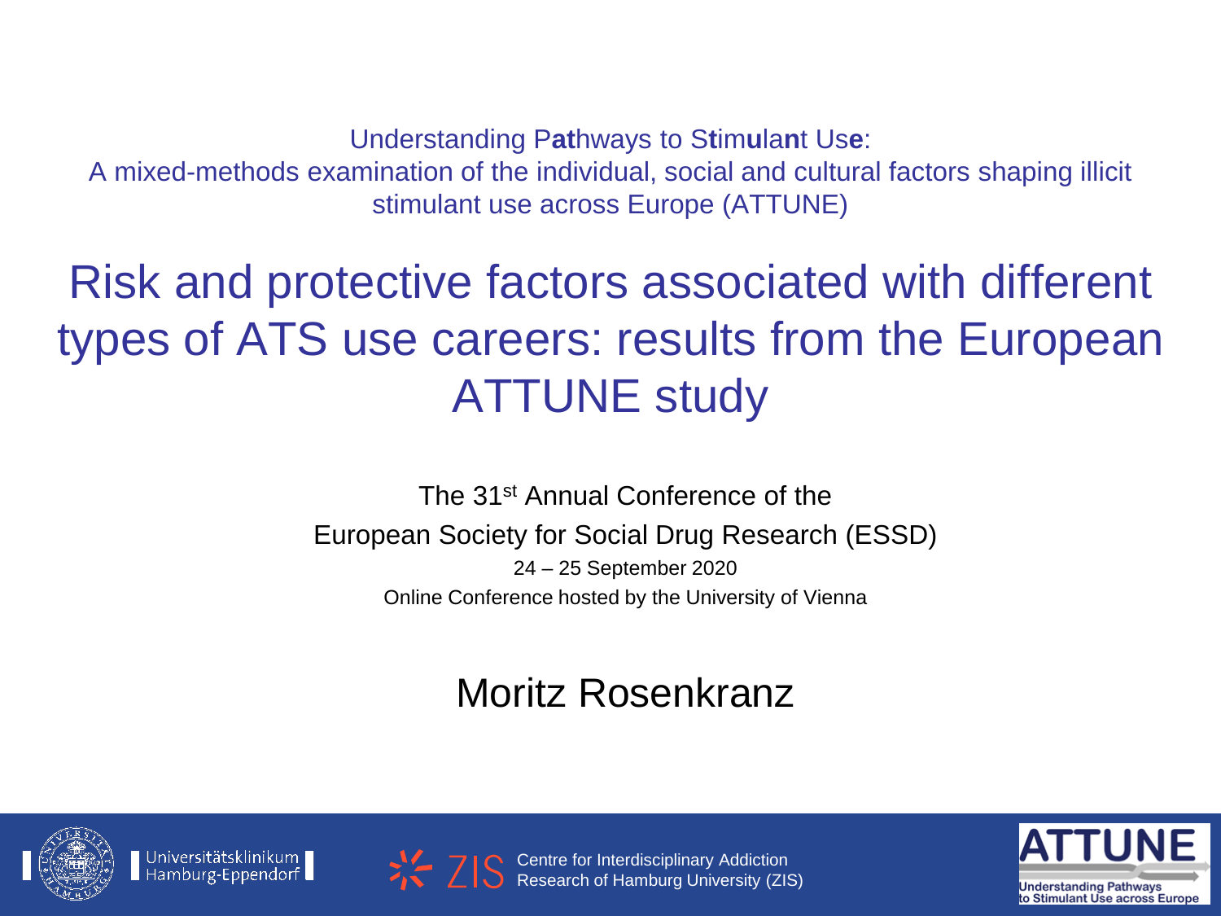Understanding P**at**hways to S**t**im**u**la**n**t Us**e**:
A mixed-methods examination of the individual, social and cultural factors shaping illicit stimulant use across Europe (ATTUNE)

# Risk and protective factors associated with different types of ATS use careers: results from the European ATTUNE study

The 31st Annual Conference of the
European Society for Social Drug Research (ESSD)
24 – 25 September 2020
Online Conference hosted by the University of Vienna

## Moritz Rosenkranz

Universitätsklinikum Hamburg-Eppendorf

ZIS Centre for Interdisciplinary Addiction Research of Hamburg University (ZIS)

ATTUNE Understanding Pathways to Stimulant Use across Europe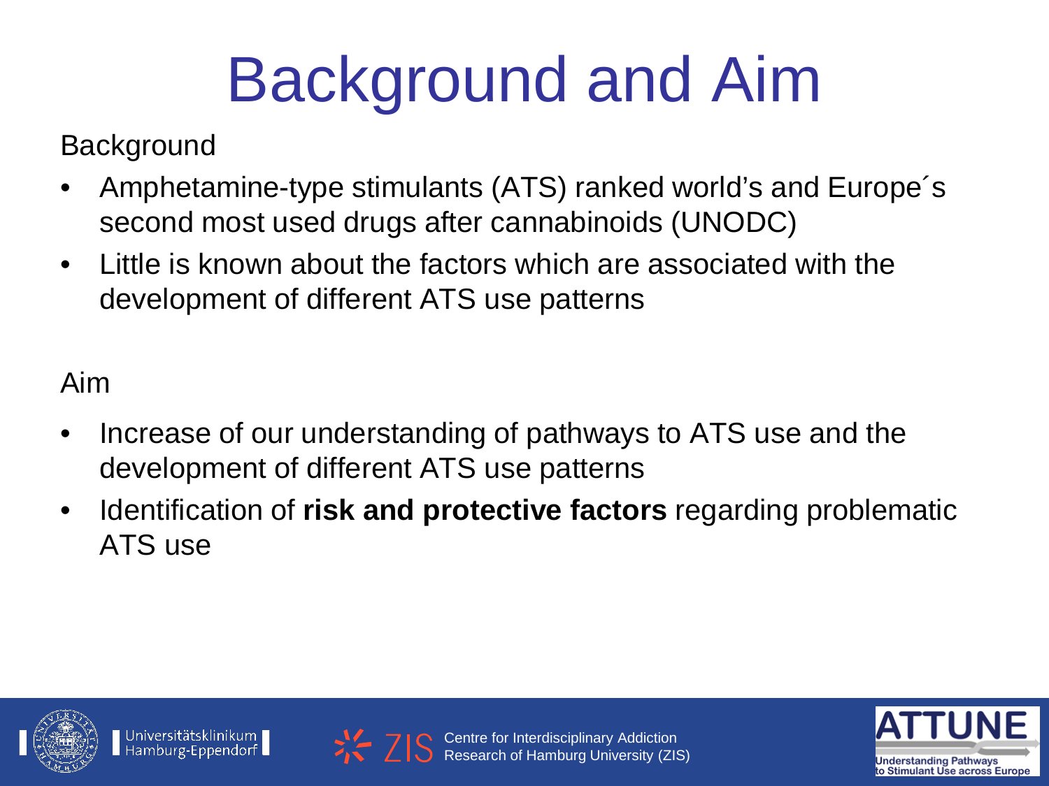# Background and Aim

Background

- Amphetamine-type stimulants (ATS) ranked world's and Europe´s second most used drugs after cannabinoids (UNODC)
- Little is known about the factors which are associated with the development of different ATS use patterns

Aim

- Increase of our understanding of pathways to ATS use and the development of different ATS use patterns
- Identification of **risk and protective factors** regarding problematic ATS use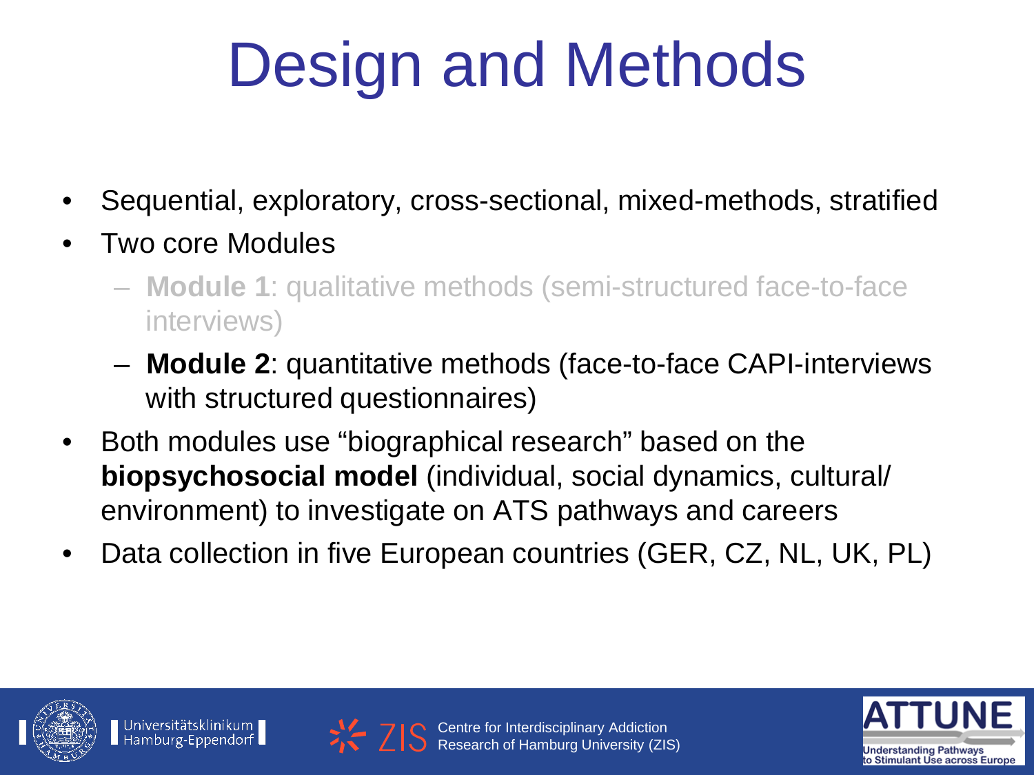# Design and Methods

- Sequential, exploratory, cross-sectional, mixed-methods, stratified
- Two core Modules
  - **Module 1**: qualitative methods (semi-structured face-to-face interviews)
  - **Module 2**: quantitative methods (face-to-face CAPI-interviews with structured questionnaires)
- Both modules use "biographical research" based on the **biopsychosocial model** (individual, social dynamics, cultural/ environment) to investigate on ATS pathways and careers
- Data collection in five European countries (GER, CZ, NL, UK, PL)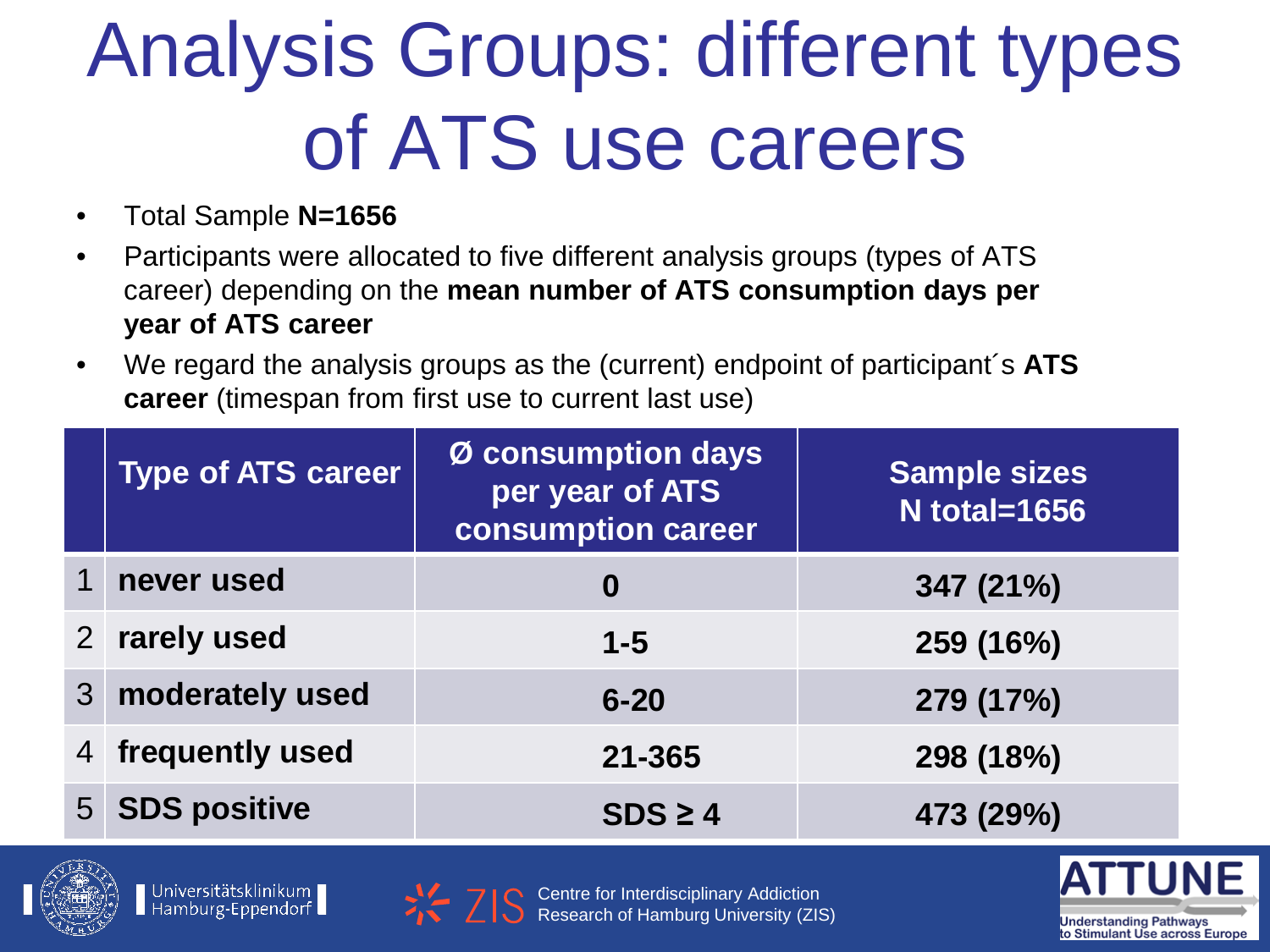# Analysis Groups: different types of ATS use careers

- Total Sample **N=1656**
- Participants were allocated to five different analysis groups (types of ATS career) depending on the **mean number of ATS consumption days per year of ATS career**
- We regard the analysis groups as the (current) endpoint of participant´s **ATS career** (timespan from first use to current last use)

| | Type of ATS career | Ø consumption days per year of ATS consumption career | Sample sizes N total=1656 |
|---|---|---|---|
| 1 | **never used** | **0** | **347 (21%)** |
| 2 | **rarely used** | **1-5** | **259 (16%)** |
| 3 | **moderately used** | **6-20** | **279 (17%)** |
| 4 | **frequently used** | **21-365** | **298 (18%)** |
| 5 | **SDS positive** | **SDS ≥ 4** | **473 (29%)** |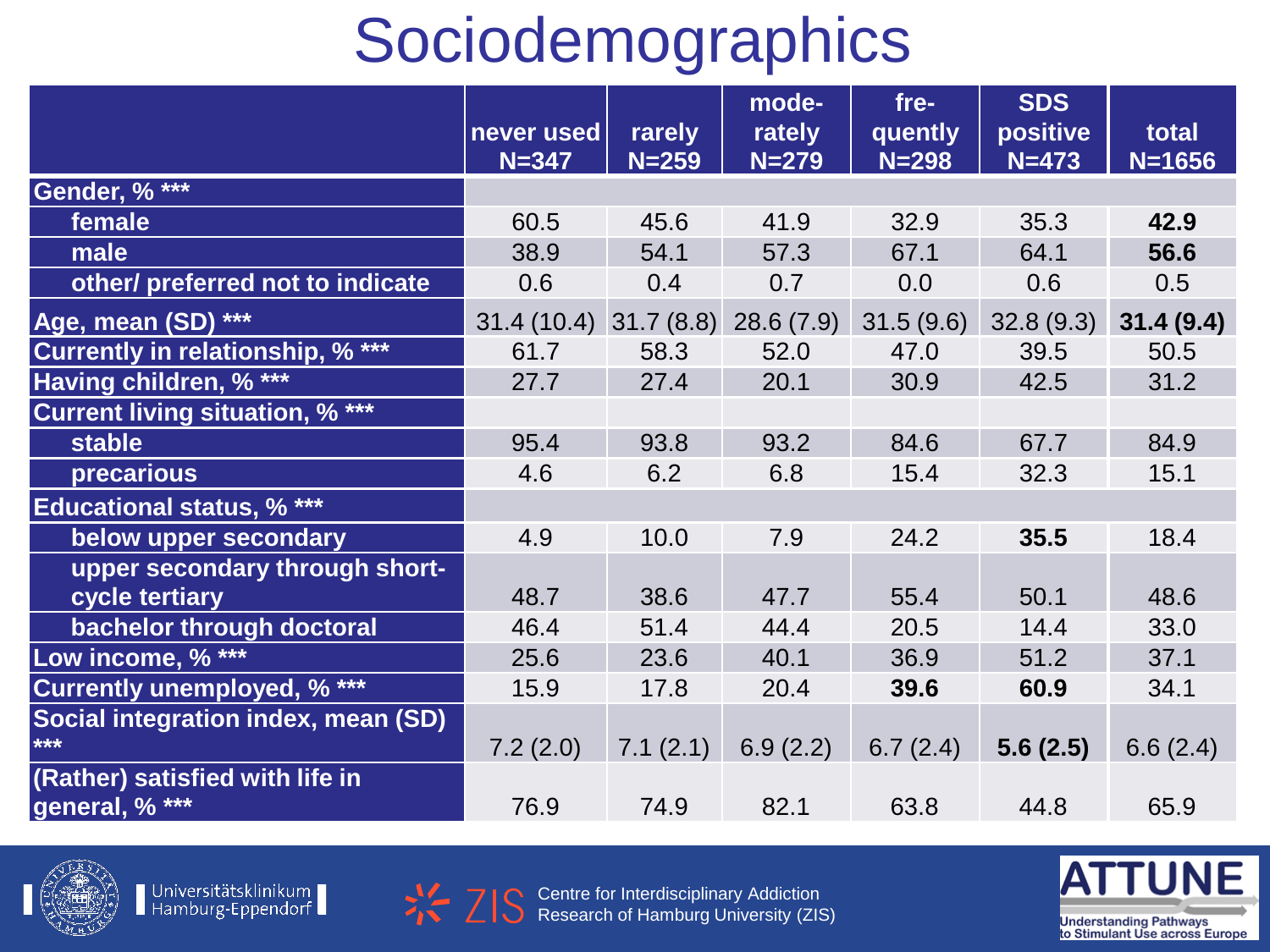# Sociodemographics

| | never used N=347 | rarely N=259 | mode-rately N=279 | fre-quently N=298 | SDS positive N=473 | total N=1656 |
|---|---|---|---|---|---|---|
| **Gender, % *** ** | | | | | | |
| **female** | 60.5 | 45.6 | 41.9 | 32.9 | 35.3 | **42.9** |
| **male** | 38.9 | 54.1 | 57.3 | 67.1 | 64.1 | **56.6** |
| **other/ preferred not to indicate** | 0.6 | 0.4 | 0.7 | 0.0 | 0.6 | 0.5 |
| **Age, mean (SD) *** ** | 31.4 (10.4) | 31.7 (8.8) | 28.6 (7.9) | 31.5 (9.6) | 32.8 (9.3) | **31.4 (9.4)** |
| **Currently in relationship, % *** ** | 61.7 | 58.3 | 52.0 | 47.0 | 39.5 | 50.5 |
| **Having children, % *** ** | 27.7 | 27.4 | 20.1 | 30.9 | 42.5 | 31.2 |
| **Current living situation, % *** ** | | | | | | |
| **stable** | 95.4 | 93.8 | 93.2 | 84.6 | 67.7 | 84.9 |
| **precarious** | 4.6 | 6.2 | 6.8 | 15.4 | 32.3 | 15.1 |
| **Educational status, % *** ** | | | | | | |
| **below upper secondary** | 4.9 | 10.0 | 7.9 | 24.2 | **35.5** | 18.4 |
| **upper secondary through short-cycle tertiary** | 48.7 | 38.6 | 47.7 | 55.4 | 50.1 | 48.6 |
| **bachelor through doctoral** | 46.4 | 51.4 | 44.4 | 20.5 | 14.4 | 33.0 |
| **Low income, % *** ** | 25.6 | 23.6 | 40.1 | 36.9 | 51.2 | 37.1 |
| **Currently unemployed, % *** ** | 15.9 | 17.8 | 20.4 | **39.6** | **60.9** | 34.1 |
| **Social integration index, mean (SD) *** ** | 7.2 (2.0) | 7.1 (2.1) | 6.9 (2.2) | 6.7 (2.4) | **5.6 (2.5)** | 6.6 (2.4) |
| **(Rather) satisfied with life in general, % *** ** | 76.9 | 74.9 | 82.1 | 63.8 | 44.8 | 65.9 |

Universitätsklinikum Hamburg-Eppendorf

ZIS Centre for Interdisciplinary Addiction Research of Hamburg University (ZIS)

ATTUNE Understanding Pathways to Stimulant Use across Europe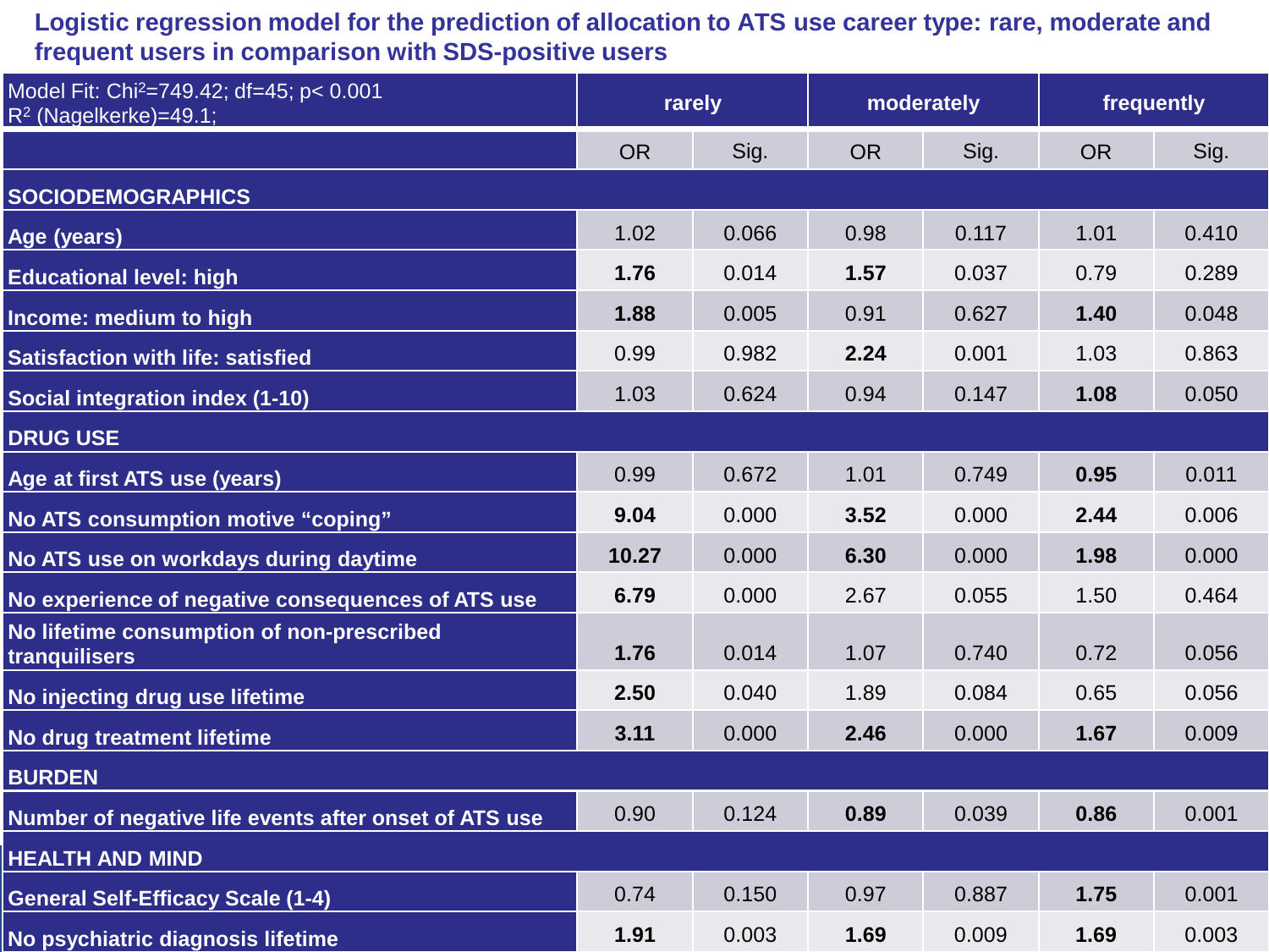## Logistic regression model for the prediction of allocation to ATS use career type: rare, moderate and frequent users in comparison with SDS-positive users

| Model Fit: Chi²=749.42; df=45; p< 0.001<br>$R^2$ (Nagelkerke)=49.1; | rarely | | moderately | | frequently | |
|---|---|---|---|---|---|---|
| | OR | Sig. | OR | Sig. | OR | Sig. |
| **SOCIODEMOGRAPHICS** | | | | | | |
| **Age (years)** | 1.02 | 0.066 | 0.98 | 0.117 | 1.01 | 0.410 |
| **Educational level: high** | **1.76** | 0.014 | **1.57** | 0.037 | 0.79 | 0.289 |
| **Income: medium to high** | **1.88** | 0.005 | 0.91 | 0.627 | **1.40** | 0.048 |
| **Satisfaction with life: satisfied** | 0.99 | 0.982 | **2.24** | 0.001 | 1.03 | 0.863 |
| **Social integration index (1-10)** | 1.03 | 0.624 | 0.94 | 0.147 | **1.08** | 0.050 |
| **DRUG USE** | | | | | | |
| **Age at first ATS use (years)** | 0.99 | 0.672 | 1.01 | 0.749 | **0.95** | 0.011 |
| **No ATS consumption motive "coping"** | **9.04** | 0.000 | **3.52** | 0.000 | **2.44** | 0.006 |
| **No ATS use on workdays during daytime** | **10.27** | 0.000 | **6.30** | 0.000 | **1.98** | 0.000 |
| **No experience of negative consequences of ATS use** | **6.79** | 0.000 | 2.67 | 0.055 | 1.50 | 0.464 |
| **No lifetime consumption of non-prescribed tranquilisers** | **1.76** | 0.014 | 1.07 | 0.740 | 0.72 | 0.056 |
| **No injecting drug use lifetime** | **2.50** | 0.040 | 1.89 | 0.084 | 0.65 | 0.056 |
| **No drug treatment lifetime** | **3.11** | 0.000 | **2.46** | 0.000 | **1.67** | 0.009 |
| **BURDEN** | | | | | | |
| **Number of negative life events after onset of ATS use** | 0.90 | 0.124 | **0.89** | 0.039 | **0.86** | 0.001 |
| **HEALTH AND MIND** | | | | | | |
| **General Self-Efficacy Scale (1-4)** | 0.74 | 0.150 | 0.97 | 0.887 | **1.75** | 0.001 |
| **No psychiatric diagnosis lifetime** | **1.91** | 0.003 | **1.69** | 0.009 | **1.69** | 0.003 |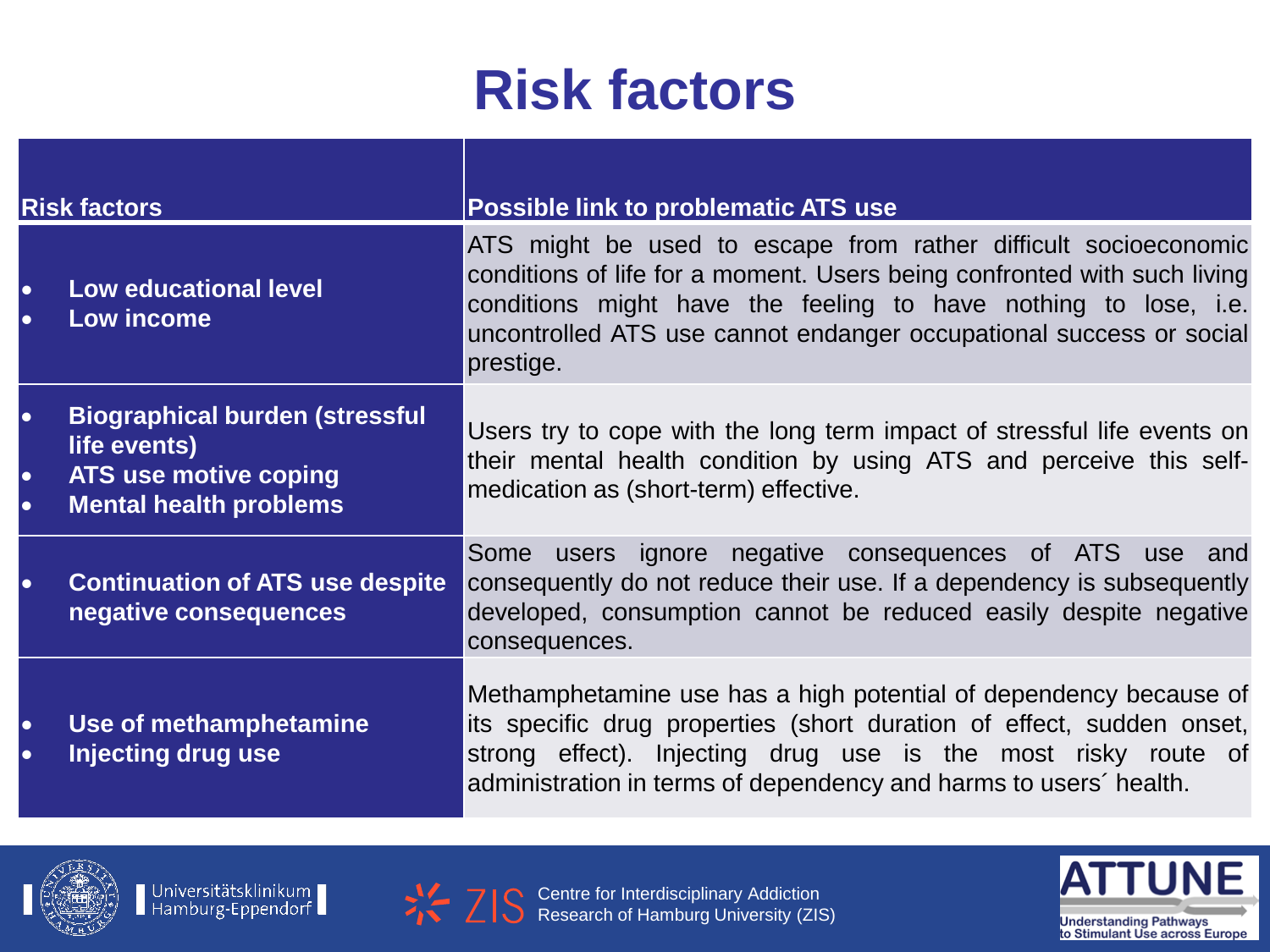# Risk factors

| Risk factors | Possible link to problematic ATS use |
| --- | --- |
| • Low educational level<br>• Low income | ATS might be used to escape from rather difficult socioeconomic conditions of life for a moment. Users being confronted with such living conditions might have the feeling to have nothing to lose, i.e. uncontrolled ATS use cannot endanger occupational success or social prestige. |
| • Biographical burden (stressful life events)<br>• ATS use motive coping<br>• Mental health problems | Users try to cope with the long term impact of stressful life events on their mental health condition by using ATS and perceive this self-medication as (short-term) effective. |
| • Continuation of ATS use despite negative consequences | Some users ignore negative consequences of ATS use and consequently do not reduce their use. If a dependency is subsequently developed, consumption cannot be reduced easily despite negative consequences. |
| • Use of methamphetamine<br>• Injecting drug use | Methamphetamine use has a high potential of dependency because of its specific drug properties (short duration of effect, sudden onset, strong effect). Injecting drug use is the most risky route of administration in terms of dependency and harms to users´ health. |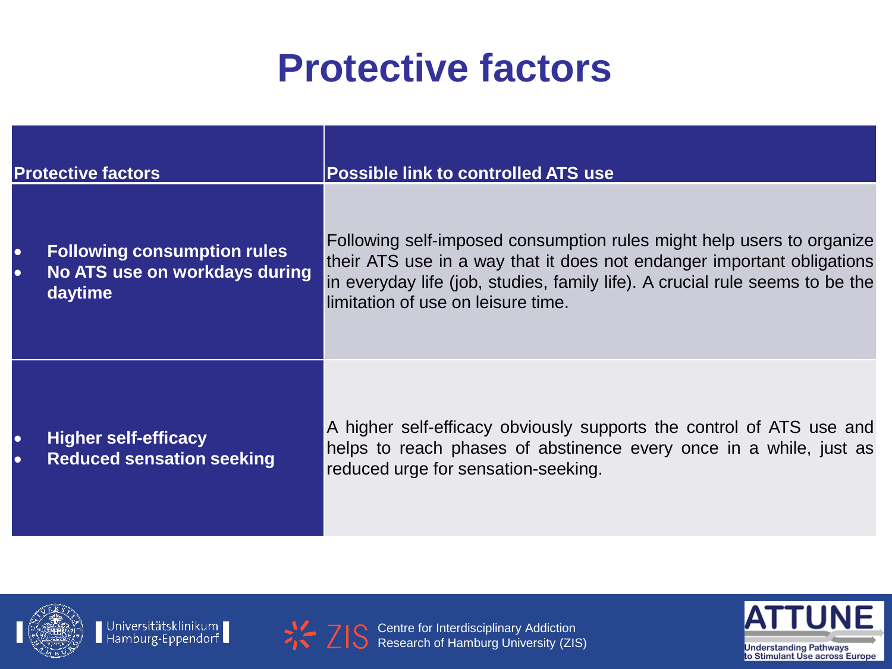# Protective factors

| Protective factors | Possible link to controlled ATS use |
|---|---|
| • **Following consumption rules**<br>• **No ATS use on workdays during daytime** | Following self-imposed consumption rules might help users to organize their ATS use in a way that it does not endanger important obligations in everyday life (job, studies, family life). A crucial rule seems to be the limitation of use on leisure time. |
| • **Higher self-efficacy**<br>• **Reduced sensation seeking** | A higher self-efficacy obviously supports the control of ATS use and helps to reach phases of abstinence every once in a while, just as reduced urge for sensation-seeking. |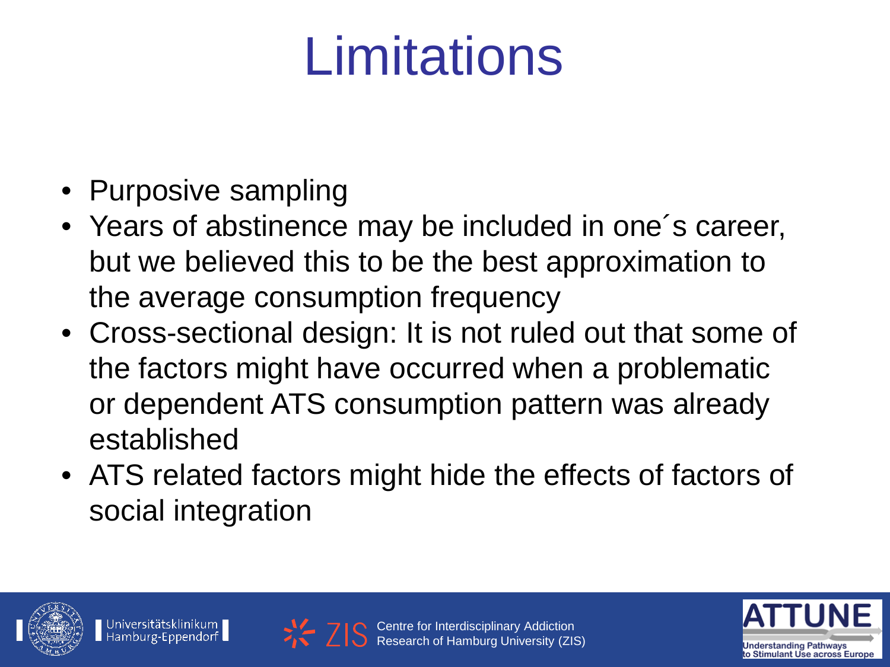# Limitations

- Purposive sampling
- Years of abstinence may be included in one´s career, but we believed this to be the best approximation to the average consumption frequency
- Cross-sectional design: It is not ruled out that some of the factors might have occurred when a problematic or dependent ATS consumption pattern was already established
- ATS related factors might hide the effects of factors of social integration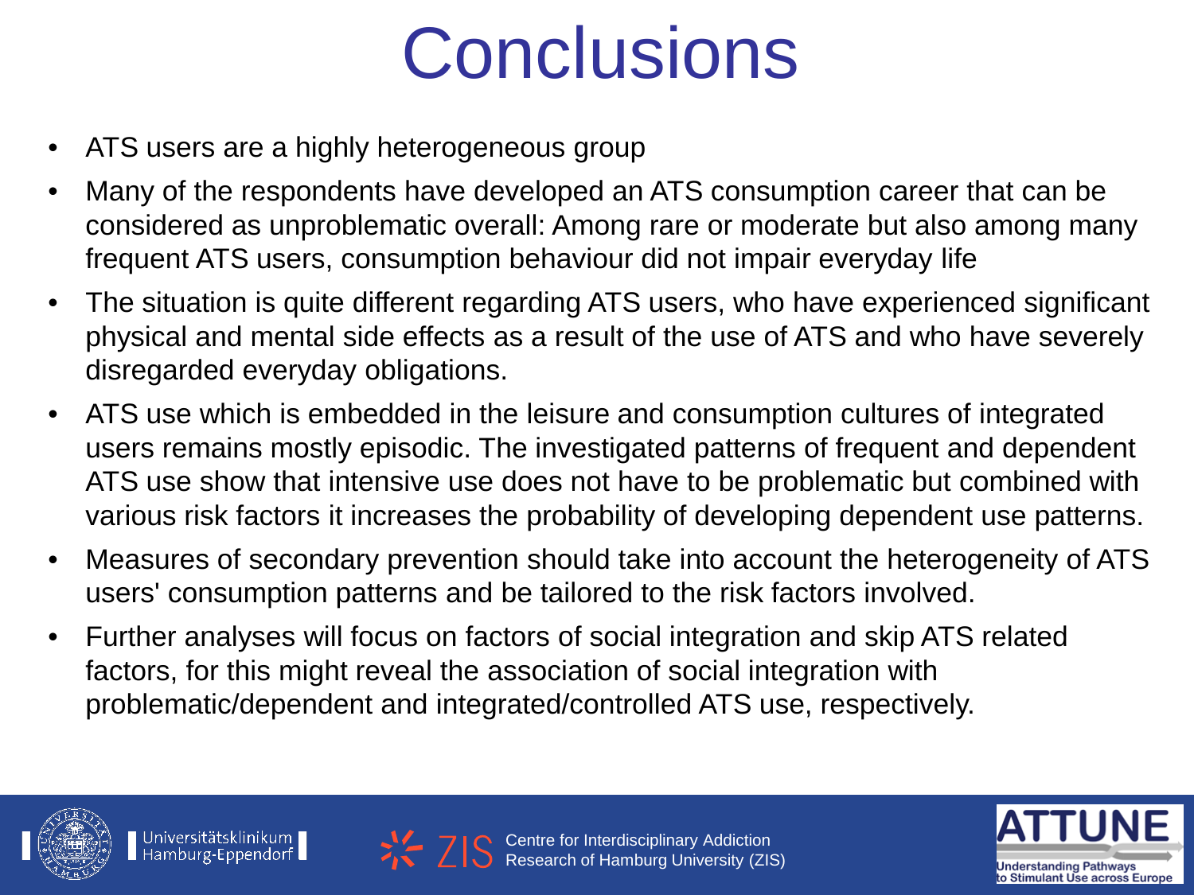# Conclusions

- ATS users are a highly heterogeneous group
- Many of the respondents have developed an ATS consumption career that can be considered as unproblematic overall: Among rare or moderate but also among many frequent ATS users, consumption behaviour did not impair everyday life
- The situation is quite different regarding ATS users, who have experienced significant physical and mental side effects as a result of the use of ATS and who have severely disregarded everyday obligations.
- ATS use which is embedded in the leisure and consumption cultures of integrated users remains mostly episodic. The investigated patterns of frequent and dependent ATS use show that intensive use does not have to be problematic but combined with various risk factors it increases the probability of developing dependent use patterns.
- Measures of secondary prevention should take into account the heterogeneity of ATS users' consumption patterns and be tailored to the risk factors involved.
- Further analyses will focus on factors of social integration and skip ATS related factors, for this might reveal the association of social integration with problematic/dependent and integrated/controlled ATS use, respectively.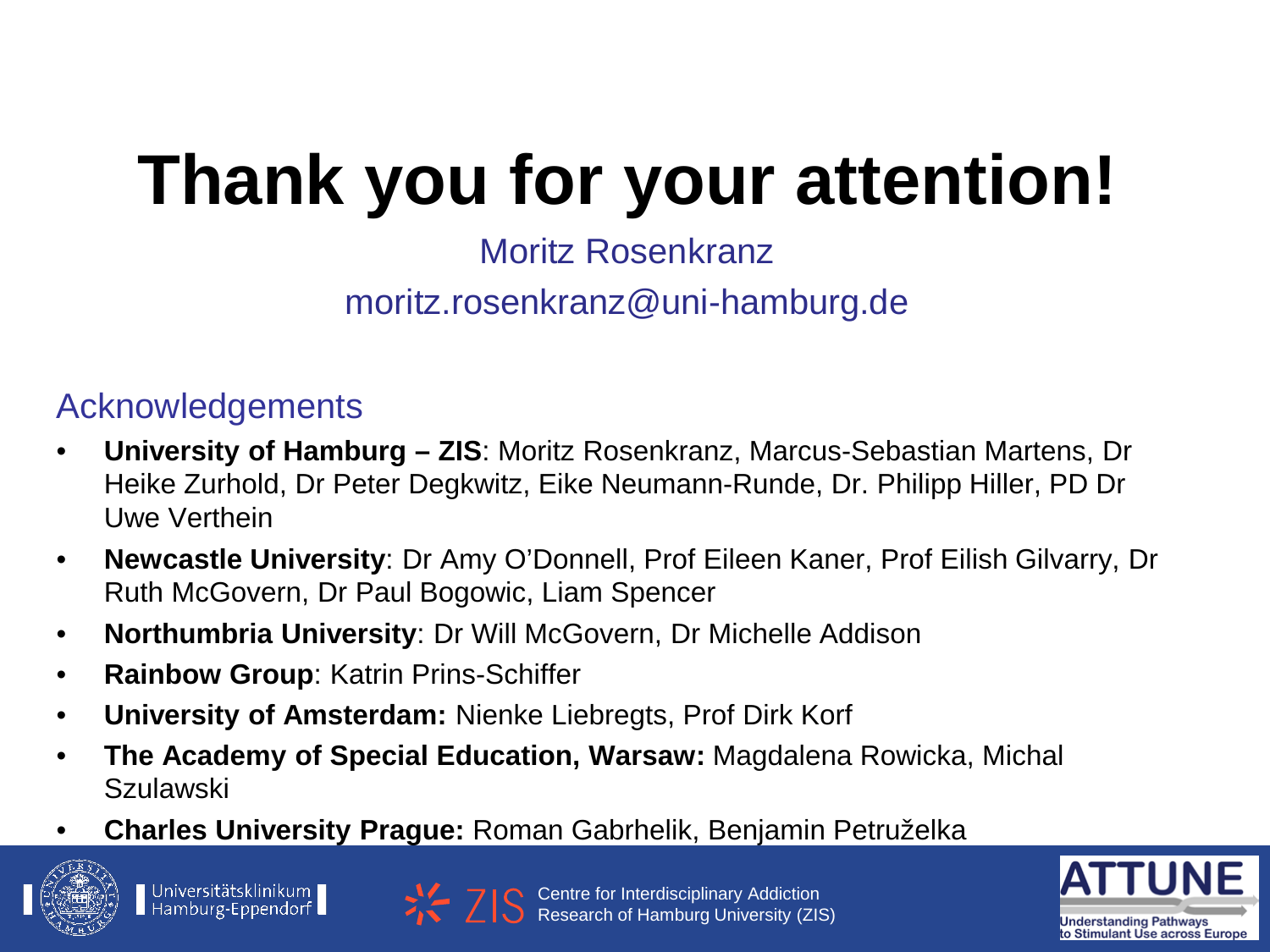# Thank you for your attention!

Moritz Rosenkranz

moritz.rosenkranz@uni-hamburg.de

## Acknowledgements

- **University of Hamburg – ZIS**: Moritz Rosenkranz, Marcus-Sebastian Martens, Dr Heike Zurhold, Dr Peter Degkwitz, Eike Neumann-Runde, Dr. Philipp Hiller, PD Dr Uwe Verthein
- **Newcastle University**: Dr Amy O'Donnell, Prof Eileen Kaner, Prof Eilish Gilvarry, Dr Ruth McGovern, Dr Paul Bogowic, Liam Spencer
- **Northumbria University**: Dr Will McGovern, Dr Michelle Addison
- **Rainbow Group**: Katrin Prins-Schiffer
- **University of Amsterdam:** Nienke Liebregts, Prof Dirk Korf
- **The Academy of Special Education, Warsaw:** Magdalena Rowicka, Michal Szulawski
- **Charles University Prague:** Roman Gabrhelik, Benjamin Petruželka

Universitätsklinikum Hamburg-Eppendorf

ZIS Centre for Interdisciplinary Addiction Research of Hamburg University (ZIS)

ATTUNE Understanding Pathways to Stimulant Use across Europe